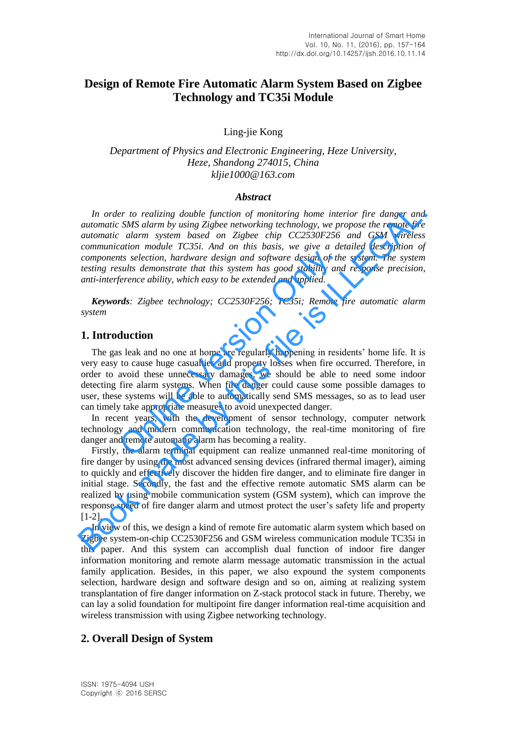# Design of Remote Fire Automatic Alarm System Based on Zigbee Technology and TC35i Module

Ling-jie Kong

*Department of Physics and Electronic Engineering, Heze University, Heze, Shandong 274015, China*
*kljie1000@163.com*

### *Abstract*

*In order to realizing double function of monitoring home interior fire danger and automatic SMS alarm by using Zigbee networking technology, we propose the remote fire automatic alarm system based on Zigbee chip CC2530F256 and GSM wireless communication module TC35i. And on this basis, we give a detailed description of components selection, hardware design and software design of the system. The system testing results demonstrate that this system has good stability and response precision, anti-interference ability, which easy to be extended and applied.*

***Keywords****: Zigbee technology; CC2530F256; TC35i; Remote fire automatic alarm system*

## 1. Introduction

The gas leak and no one at home are regularly happening in residents' home life. It is very easy to cause huge casualties and property losses when fire occurred. Therefore, in order to avoid these unnecessary damages, we should be able to need some indoor detecting fire alarm systems. When fire danger could cause some possible damages to user, these systems will be able to automatically send SMS messages, so as to lead user can timely take appropriate measures to avoid unexpected danger.

In recent years, with the development of sensor technology, computer network technology and modern communication technology, the real-time monitoring of fire danger and remote automatic alarm has becoming a reality.

Firstly, the alarm terminal equipment can realize unmanned real-time monitoring of fire danger by using the most advanced sensing devices (infrared thermal imager), aiming to quickly and effectively discover the hidden fire danger, and to eliminate fire danger in initial stage. Secondly, the fast and the effective remote automatic SMS alarm can be realized by using mobile communication system (GSM system), which can improve the response speed of fire danger alarm and utmost protect the user's safety life and property [1-2].

In view of this, we design a kind of remote fire automatic alarm system which based on Zigbee system-on-chip CC2530F256 and GSM wireless communication module TC35i in this paper. And this system can accomplish dual function of indoor fire danger information monitoring and remote alarm message automatic transmission in the actual family application. Besides, in this paper, we also expound the system components selection, hardware design and software design and so on, aiming at realizing system transplantation of fire danger information on Z-stack protocol stack in future. Thereby, we can lay a solid foundation for multipoint fire danger information real-time acquisition and wireless transmission with using Zigbee networking technology.

## 2. Overall Design of System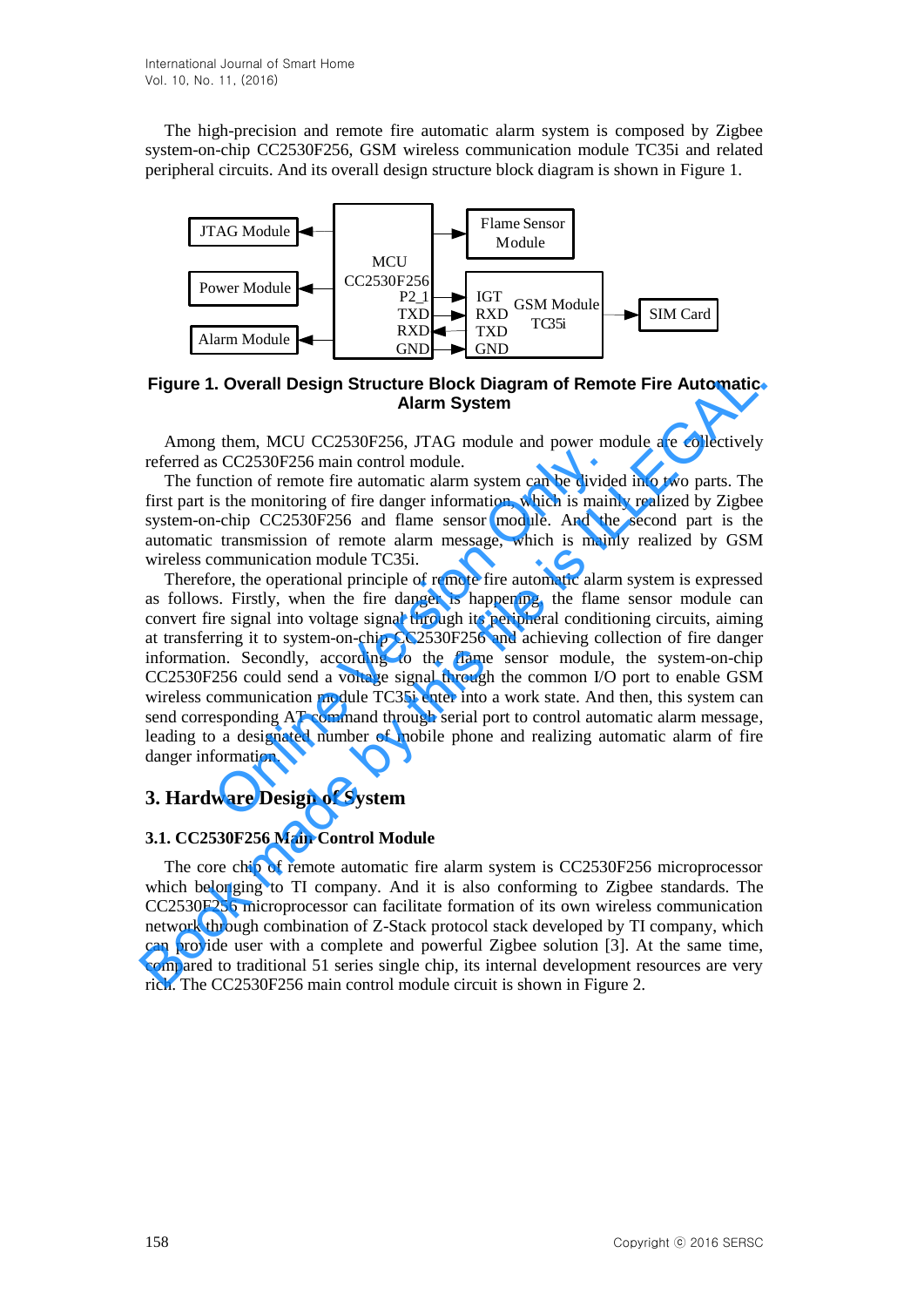The high-precision and remote fire automatic alarm system is composed by Zigbee system-on-chip CC2530F256, GSM wireless communication module TC35i and related peripheral circuits. And its overall design structure block diagram is shown in Figure 1.

**Figure 1. Overall Design Structure Block Diagram of Remote Fire Automatic Alarm System**

Among them, MCU CC2530F256, JTAG module and power module are collectively referred as CC2530F256 main control module.

The function of remote fire automatic alarm system can be divided into two parts. The first part is the monitoring of fire danger information, which is mainly realized by Zigbee system-on-chip CC2530F256 and flame sensor module. And the second part is the automatic transmission of remote alarm message, which is mainly realized by GSM wireless communication module TC35i.

Therefore, the operational principle of remote fire automatic alarm system is expressed as follows. Firstly, when the fire danger is happening, the flame sensor module can convert fire signal into voltage signal through its peripheral conditioning circuits, aiming at transferring it to system-on-chip CC2530F256 and achieving collection of fire danger information. Secondly, according to the flame sensor module, the system-on-chip CC2530F256 could send a voltage signal through the common I/O port to enable GSM wireless communication module TC35i enter into a work state. And then, this system can send corresponding AT command through serial port to control automatic alarm message, leading to a designated number of mobile phone and realizing automatic alarm of fire danger information.

## 3. Hardware Design of System

### 3.1. CC2530F256 Main Control Module

The core chip of remote automatic fire alarm system is CC2530F256 microprocessor which belonging to TI company. And it is also conforming to Zigbee standards. The CC2530F256 microprocessor can facilitate formation of its own wireless communication network through combination of Z-Stack protocol stack developed by TI company, which can provide user with a complete and powerful Zigbee solution [3]. At the same time, compared to traditional 51 series single chip, its internal development resources are very rich. The CC2530F256 main control module circuit is shown in Figure 2.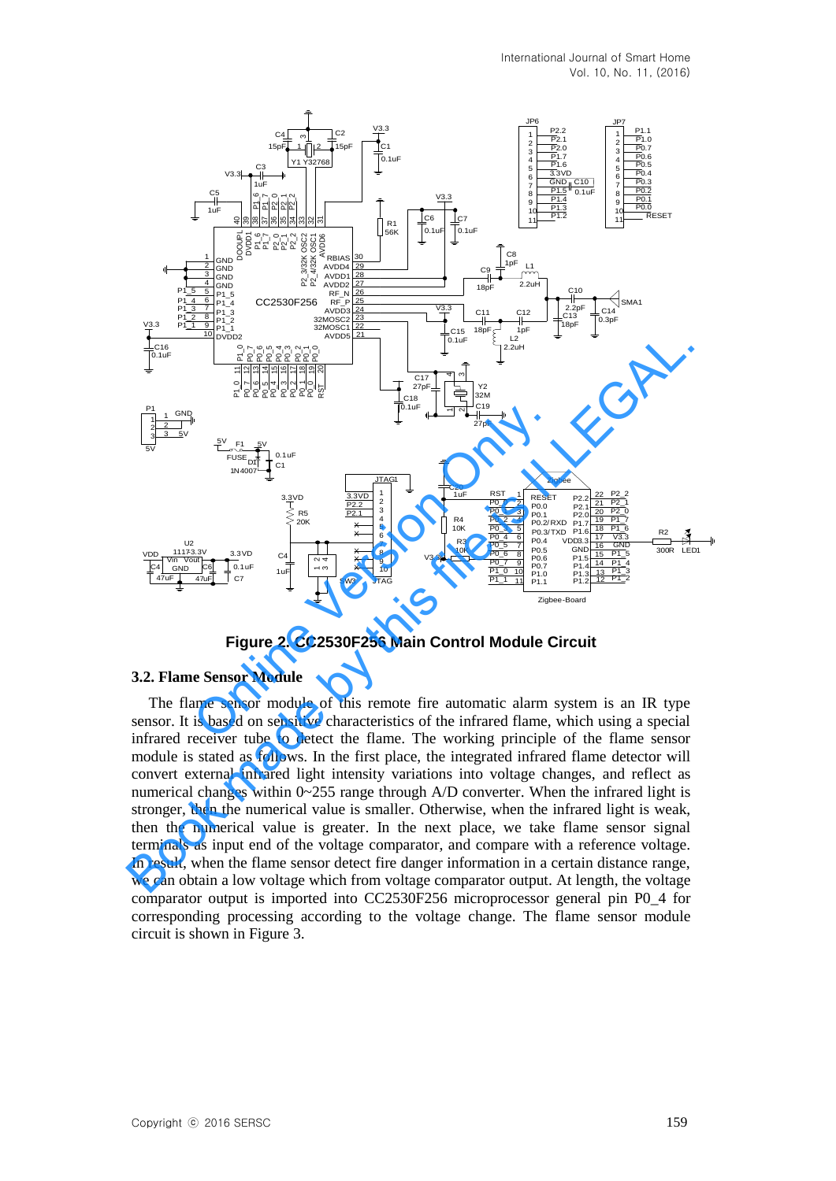**Figure 2. CC2530F256 Main Control Module Circuit**

### 3.2. Flame Sensor Module

The flame sensor module of this remote fire automatic alarm system is an IR type sensor. It is based on sensitive characteristics of the infrared flame, which using a special infrared receiver tube to detect the flame. The working principle of the flame sensor module is stated as follows. In the first place, the integrated infrared flame detector will convert external infrared light intensity variations into voltage changes, and reflect as numerical changes within 0~255 range through A/D converter. When the infrared light is stronger, then the numerical value is smaller. Otherwise, when the infrared light is weak, then the numerical value is greater. In the next place, we take flame sensor signal terminals as input end of the voltage comparator, and compare with a reference voltage. In result, when the flame sensor detect fire danger information in a certain distance range, we can obtain a low voltage which from voltage comparator output. At length, the voltage comparator output is imported into CC2530F256 microprocessor general pin P0_4 for corresponding processing according to the voltage change. The flame sensor module circuit is shown in Figure 3.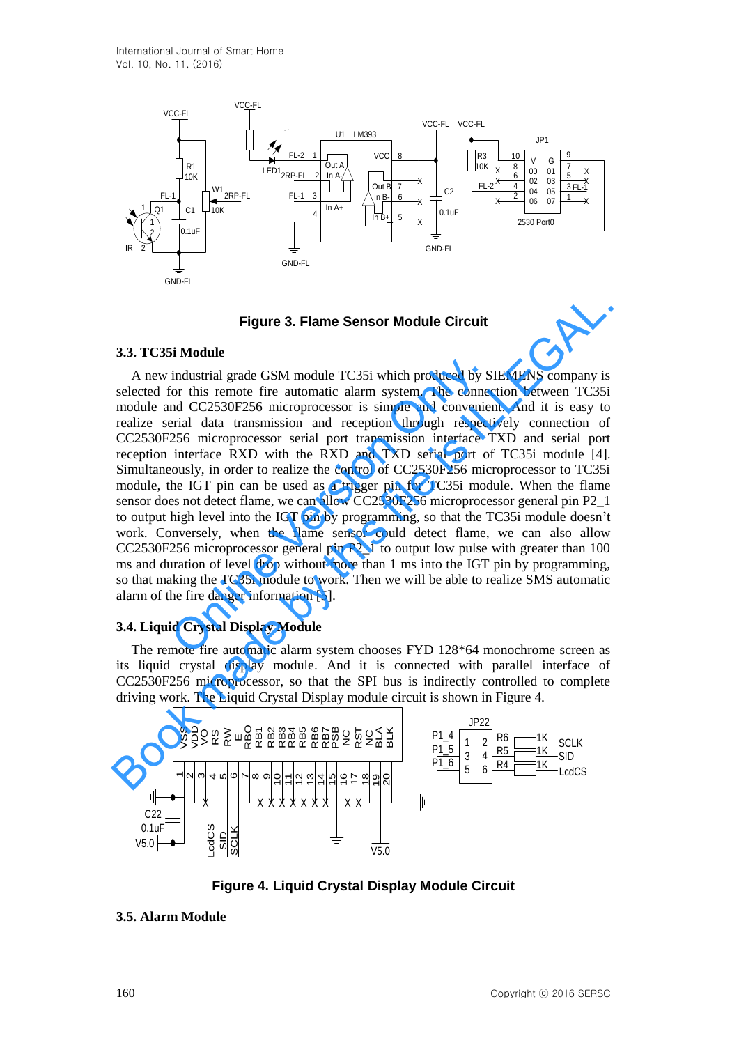Figure 3. Flame Sensor Module Circuit

### 3.3. TC35i Module

A new industrial grade GSM module TC35i which produced by SIEMENS company is selected for this remote fire automatic alarm system. The connection between TC35i module and CC2530F256 microprocessor is simple and convenient. And it is easy to realize serial data transmission and reception through respectively connection of CC2530F256 microprocessor serial port transmission interface TXD and serial port reception interface RXD with the RXD and TXD serial port of TC35i module [4]. Simultaneously, in order to realize the control of CC2530F256 microprocessor to TC35i module, the IGT pin can be used as a trigger pin for TC35i module. When the flame sensor does not detect flame, we can allow CC2530F256 microprocessor general pin P2_1 to output high level into the IGT pin by programming, so that the TC35i module doesn't work. Conversely, when the flame sensor could detect flame, we can also allow CC2530F256 microprocessor general pin P2_1 to output low pulse with greater than 100 ms and duration of level drop without more than 1 ms into the IGT pin by programming, so that making the TC35i module to work. Then we will be able to realize SMS automatic alarm of the fire danger information [5].

### 3.4. Liquid Crystal Display Module

The remote fire automatic alarm system chooses FYD 128*64 monochrome screen as its liquid crystal display module. And it is connected with parallel interface of CC2530F256 microprocessor, so that the SPI bus is indirectly controlled to complete driving work. The Liquid Crystal Display module circuit is shown in Figure 4.

Figure 4. Liquid Crystal Display Module Circuit

### 3.5. Alarm Module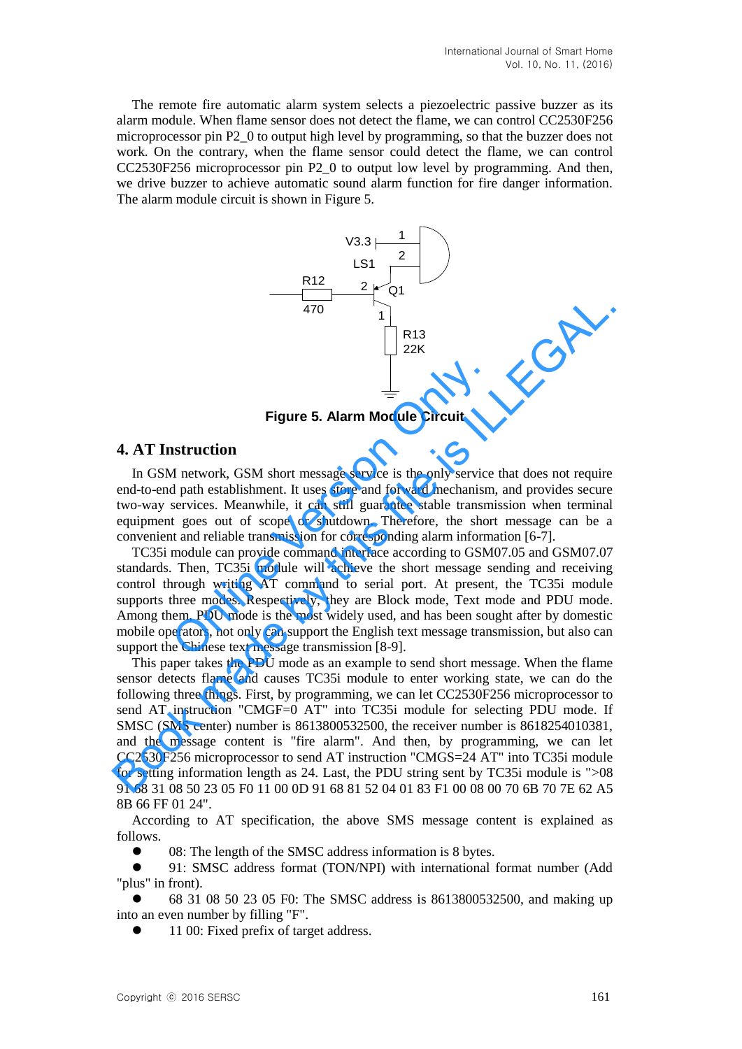The remote fire automatic alarm system selects a piezoelectric passive buzzer as its alarm module. When flame sensor does not detect the flame, we can control CC2530F256 microprocessor pin P2_0 to output high level by programming, so that the buzzer does not work. On the contrary, when the flame sensor could detect the flame, we can control CC2530F256 microprocessor pin P2_0 to output low level by programming. And then, we drive buzzer to achieve automatic sound alarm function for fire danger information. The alarm module circuit is shown in Figure 5.

**Figure 5. Alarm Module Circuit**

## 4. AT Instruction

In GSM network, GSM short message service is the only service that does not require end-to-end path establishment. It uses store and forward mechanism, and provides secure two-way services. Meanwhile, it can still guarantee stable transmission when terminal equipment goes out of scope or shutdown. Therefore, the short message can be a convenient and reliable transmission for corresponding alarm information [6-7].

TC35i module can provide command interface according to GSM07.05 and GSM07.07 standards. Then, TC35i module will achieve the short message sending and receiving control through writing AT command to serial port. At present, the TC35i module supports three modes. Respectively, they are Block mode, Text mode and PDU mode. Among them, PDU mode is the most widely used, and has been sought after by domestic mobile operators, not only can support the English text message transmission, but also can support the Chinese text message transmission [8-9].

This paper takes the PDU mode as an example to send short message. When the flame sensor detects flame and causes TC35i module to enter working state, we can do the following three things. First, by programming, we can let CC2530F256 microprocessor to send AT instruction "CMGF=0 AT" into TC35i module for selecting PDU mode. If SMSC (SMS center) number is 8613800532500, the receiver number is 8618254010381, and the message content is "fire alarm". And then, by programming, we can let CC2530F256 microprocessor to send AT instruction "CMGS=24 AT" into TC35i module for setting information length as 24. Last, the PDU string sent by TC35i module is ">08 91 68 31 08 50 23 05 F0 11 00 0D 91 68 81 52 04 01 83 F1 00 08 00 70 6B 70 7E 62 A5 8B 66 FF 01 24".

According to AT specification, the above SMS message content is explained as follows.

- 08: The length of the SMSC address information is 8 bytes.
- 91: SMSC address format (TON/NPI) with international format number (Add "plus" in front).
- 68 31 08 50 23 05 F0: The SMSC address is 8613800532500, and making up into an even number by filling "F".
- 11 00: Fixed prefix of target address.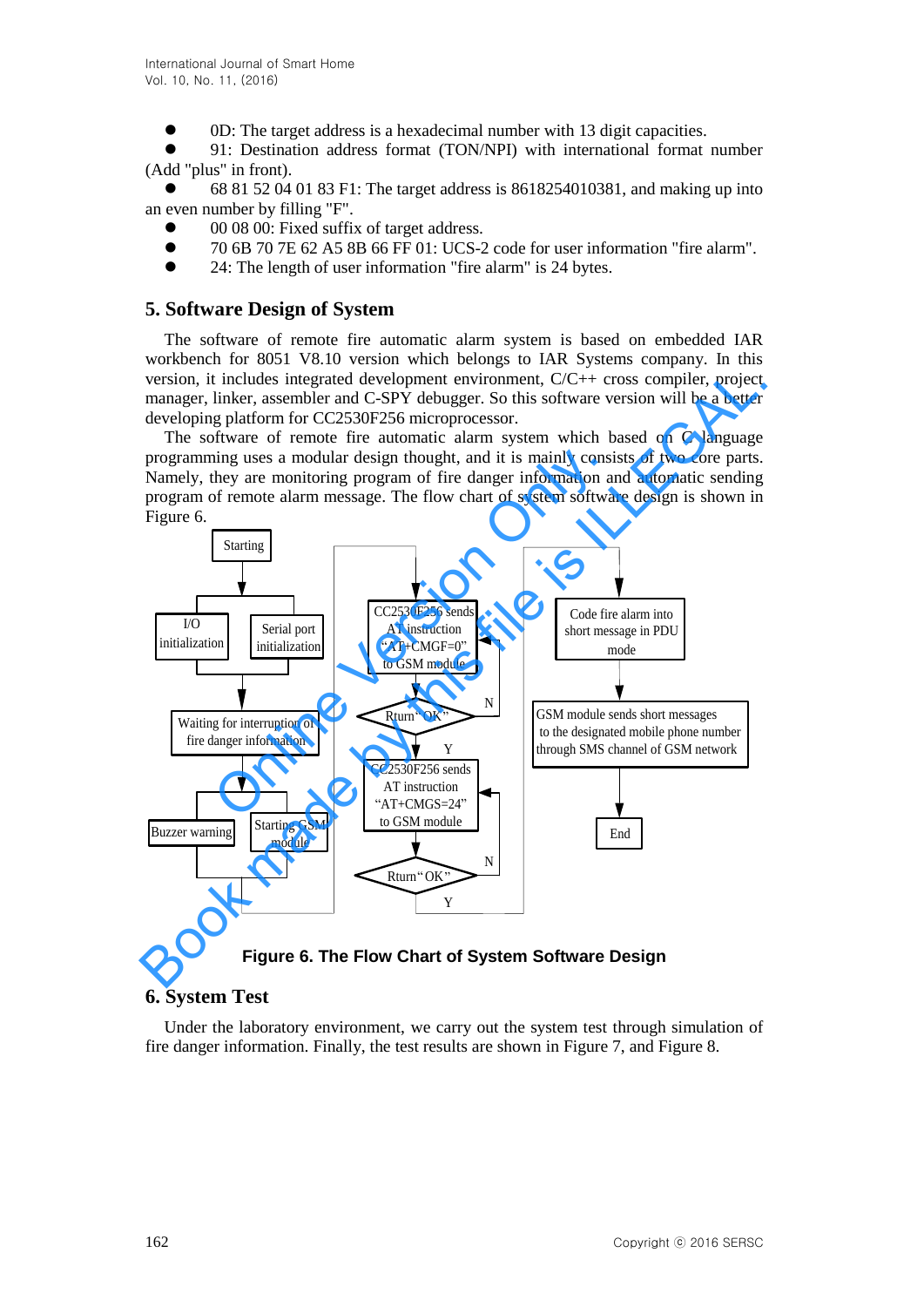- 0D: The target address is a hexadecimal number with 13 digit capacities.
- 91: Destination address format (TON/NPI) with international format number (Add "plus" in front).
- 68 81 52 04 01 83 F1: The target address is 8618254010381, and making up into an even number by filling "F".
- 00 08 00: Fixed suffix of target address.
- 70 6B 70 7E 62 A5 8B 66 FF 01: UCS-2 code for user information "fire alarm".
- 24: The length of user information "fire alarm" is 24 bytes.

## 5. Software Design of System

The software of remote fire automatic alarm system is based on embedded IAR workbench for 8051 V8.10 version which belongs to IAR Systems company. In this version, it includes integrated development environment, C/C++ cross compiler, project manager, linker, assembler and C-SPY debugger. So this software version will be a better developing platform for CC2530F256 microprocessor.

The software of remote fire automatic alarm system which based on C language programming uses a modular design thought, and it is mainly consists of two core parts. Namely, they are monitoring program of fire danger information and automatic sending program of remote alarm message. The flow chart of system software design is shown in Figure 6.

Starting → I/O initialization / Serial port initialization → Waiting for interruption of fire danger information → Buzzer warning / Starting GSM module → CC2530F256 sends AT instruction "AT+CMGF=0" to GSM module → Rturn "OK" (N: repeat; Y) → CC2530F256 sends AT instruction "AT+CMGS=24" to GSM module → Rturn "OK" (N: repeat; Y) → Code fire alarm into short message in PDU mode → GSM module sends short messages to the designated mobile phone number through SMS channel of GSM network → End

**Figure 6. The Flow Chart of System Software Design**

## 6. System Test

Under the laboratory environment, we carry out the system test through simulation of fire danger information. Finally, the test results are shown in Figure 7, and Figure 8.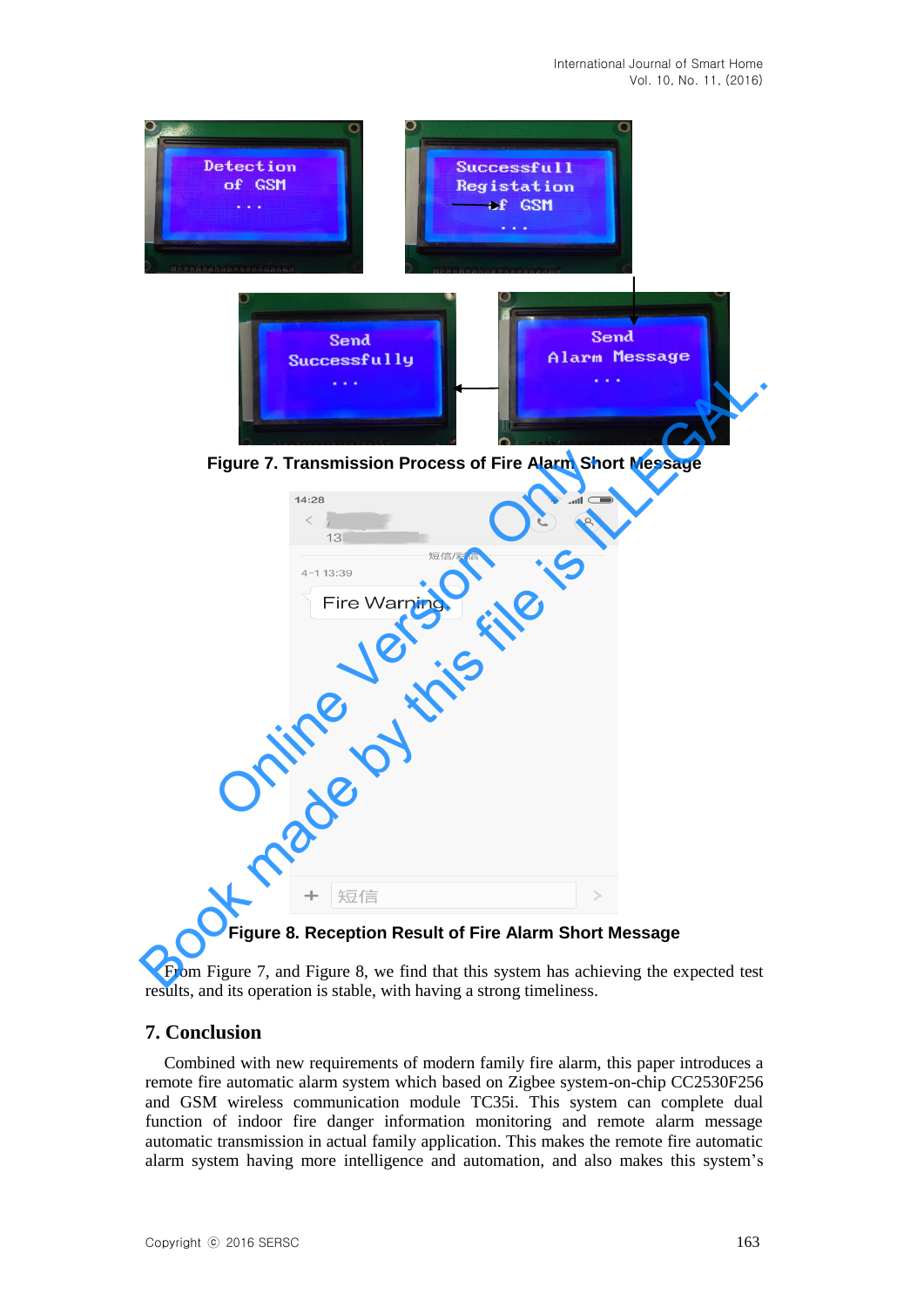Figure 7. Transmission Process of Fire Alarm Short Message

Figure 8. Reception Result of Fire Alarm Short Message

From Figure 7, and Figure 8, we find that this system has achieving the expected test results, and its operation is stable, with having a strong timeliness.

## 7. Conclusion

Combined with new requirements of modern family fire alarm, this paper introduces a remote fire automatic alarm system which based on Zigbee system-on-chip CC2530F256 and GSM wireless communication module TC35i. This system can complete dual function of indoor fire danger information monitoring and remote alarm message automatic transmission in actual family application. This makes the remote fire automatic alarm system having more intelligence and automation, and also makes this system's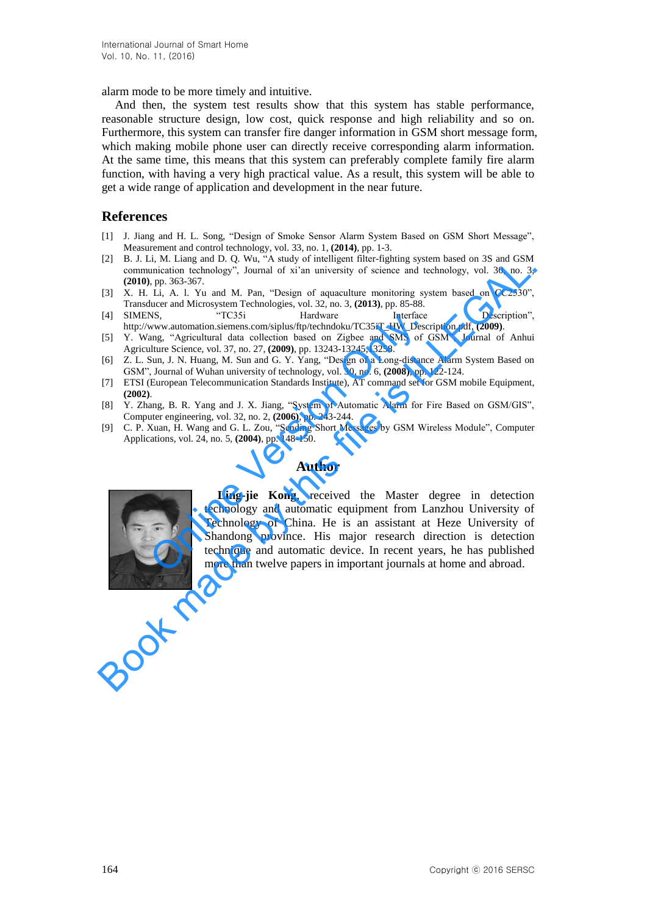alarm mode to be more timely and intuitive.

And then, the system test results show that this system has stable performance, reasonable structure design, low cost, quick response and high reliability and so on. Furthermore, this system can transfer fire danger information in GSM short message form, which making mobile phone user can directly receive corresponding alarm information. At the same time, this means that this system can preferably complete family fire alarm function, with having a very high practical value. As a result, this system will be able to get a wide range of application and development in the near future.

## References

[1] J. Jiang and H. L. Song, "Design of Smoke Sensor Alarm System Based on GSM Short Message", Measurement and control technology, vol. 33, no. 1, **(2014)**, pp. 1-3.

[2] B. J. Li, M. Liang and D. Q. Wu, "A study of intelligent filter-fighting system based on 3S and GSM communication technology", Journal of xi'an university of science and technology, vol. 30, no. 3, **(2010)**, pp. 363-367.

[3] X. H. Li, A. l. Yu and M. Pan, "Design of aquaculture monitoring system based on CC2530", Transducer and Microsystem Technologies, vol. 32, no. 3, **(2013)**, pp. 85-88.

[4] SIMENS, "TC35i Hardware Interface Description", http://www.automation.siemens.com/siplus/ftp/techndoku/TC35iT_HW_Description.pdf, **(2009)**.

[5] Y. Wang, "Agricultural data collection based on Zigbee and SMS of GSM", Journal of Anhui Agriculture Science, vol. 37, no. 27, **(2009)**, pp. 13243-13245, 3258.

[6] Z. L. Sun, J. N. Huang, M. Sun and G. Y. Yang, "Design of a Long-distance Alarm System Based on GSM", Journal of Wuhan university of technology, vol. 30, no. 6, **(2008)**, pp. 122-124.

[7] ETSI (European Telecommunication Standards Institute), AT command set for GSM mobile Equipment, **(2002)**.

[8] Y. Zhang, B. R. Yang and J. X. Jiang, "System of Automatic Alarm for Fire Based on GSM/GIS", Computer engineering, vol. 32, no. 2, **(2006)**, pp. 243-244.

[9] C. P. Xuan, H. Wang and G. L. Zou, "Sending Short Messages by GSM Wireless Module", Computer Applications, vol. 24, no. 5, **(2004)**, pp. 148-150.

## Author

**Ling-jie Kong**, received the Master degree in detection technology and automatic equipment from Lanzhou University of Technology of China. He is an assistant at Heze University of Shandong province. His major research direction is detection technique and automatic device. In recent years, he has published more than twelve papers in important journals at home and abroad.